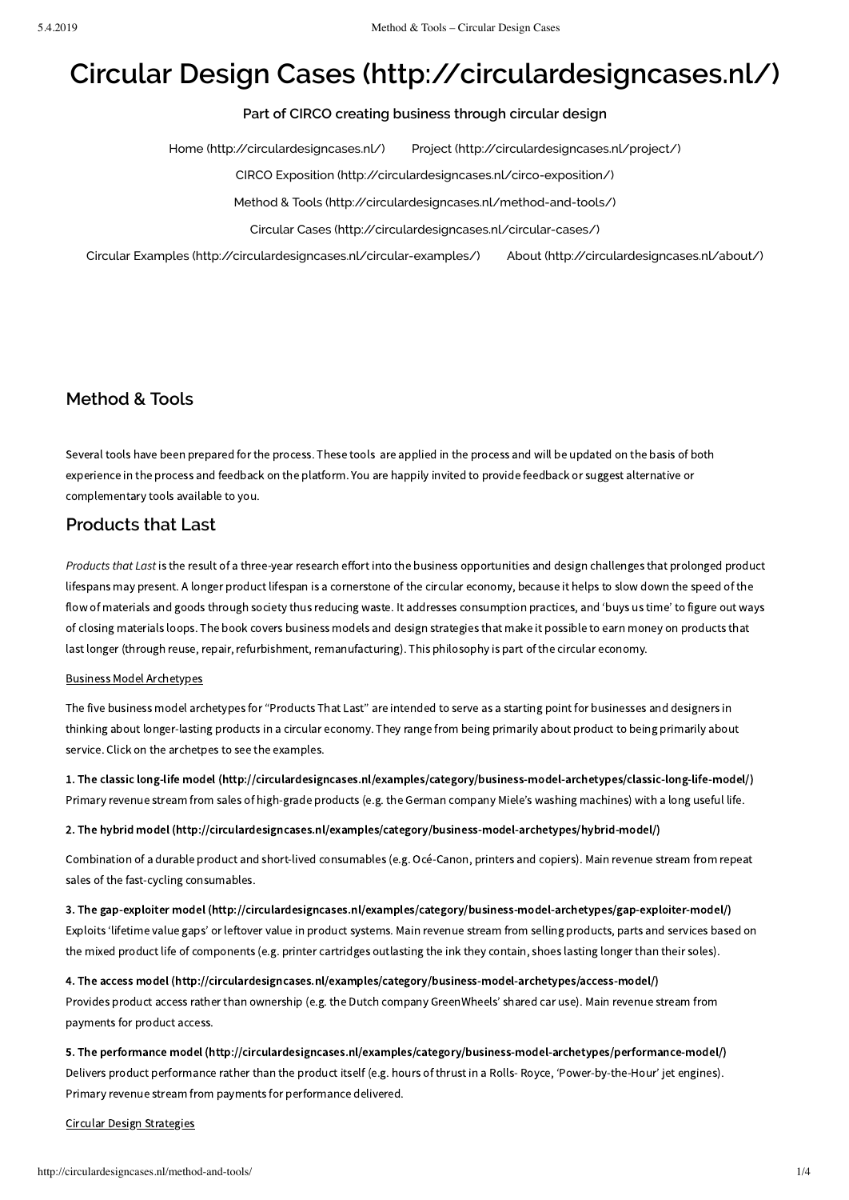# Circular Design Cases (http://circulardesigncases.nl/)

**Part of CIRCO creating business through circular design**

Home (http://circulardesigncases.nl/) Project (http://circulardesigncases.nl/project/)

CIRCO Exposition (http://circulardesigncases.nl/circo-exposition/)

Method & Tools (http://circulardesigncases.nl/method-and-tools/)

Circular Cases (http://circulardesigncases.nl/circular-cases/)

Circular Examples (http://circulardesigncases.nl/circular-examples/) About (http://circulardesigncases.nl/about/)

## Method & Tools

Several tools have been prepared for the process. These tools are applied in the process and will be updated on the basis of both experience in the process and feedback on the platform. You are happily invited to provide feedback or suggest alternative or complementary tools available to you.

## Products that Last

*Products that Last* is the result of a three-year research effort into the business opportunities and design challenges that prolonged product lifespans may present. A longer product lifespan is a cornerstone of the circular economy, because it helps to slow down the speed of the flow of materials and goods through society thus reducing waste. It addresses consumption practices, and 'buys us time' to figure out ways of closing materials loops. The book covers business models and design strategies that make it possible to earn money on products that last longer (through reuse, repair, refurbishment, remanufacturing). This philosophy is part of the circular economy.

Business Model Archetypes

The five business model archetypes for "Products That Last" are intended to serve as a starting point for businesses and designers in thinking about longer-lasting products in a circular economy. They range from being primarily about product to being primarily about service. Click on the archetpes to see the examples.

**1. The classic long-life model (http://circulardesigncases.nl/examples/category/business-model-archetypes/classic-long-life-model/)**
Primary revenue stream from sales of high-grade products (e.g. the German company Miele's washing machines) with a long useful life.

**2. The hybrid model (http://circulardesigncases.nl/examples/category/business-model-archetypes/hybrid-model/)**

Combination of a durable product and short-lived consumables (e.g. Océ-Canon, printers and copiers). Main revenue stream from repeat sales of the fast-cycling consumables.

**3. The gap-exploiter model (http://circulardesigncases.nl/examples/category/business-model-archetypes/gap-exploiter-model/)**
Exploits 'lifetime value gaps' or leftover value in product systems. Main revenue stream from selling products, parts and services based on the mixed product life of components (e.g. printer cartridges outlasting the ink they contain, shoes lasting longer than their soles).

**4. The access model (http://circulardesigncases.nl/examples/category/business-model-archetypes/access-model/)**
Provides product access rather than ownership (e.g. the Dutch company GreenWheels' shared car use). Main revenue stream from payments for product access.

**5. The performance model (http://circulardesigncases.nl/examples/category/business-model-archetypes/performance-model/)**
Delivers product performance rather than the product itself (e.g. hours of thrust in a Rolls- Royce, 'Power-by-the-Hour' jet engines). Primary revenue stream from payments for performance delivered.

Circular Design Strategies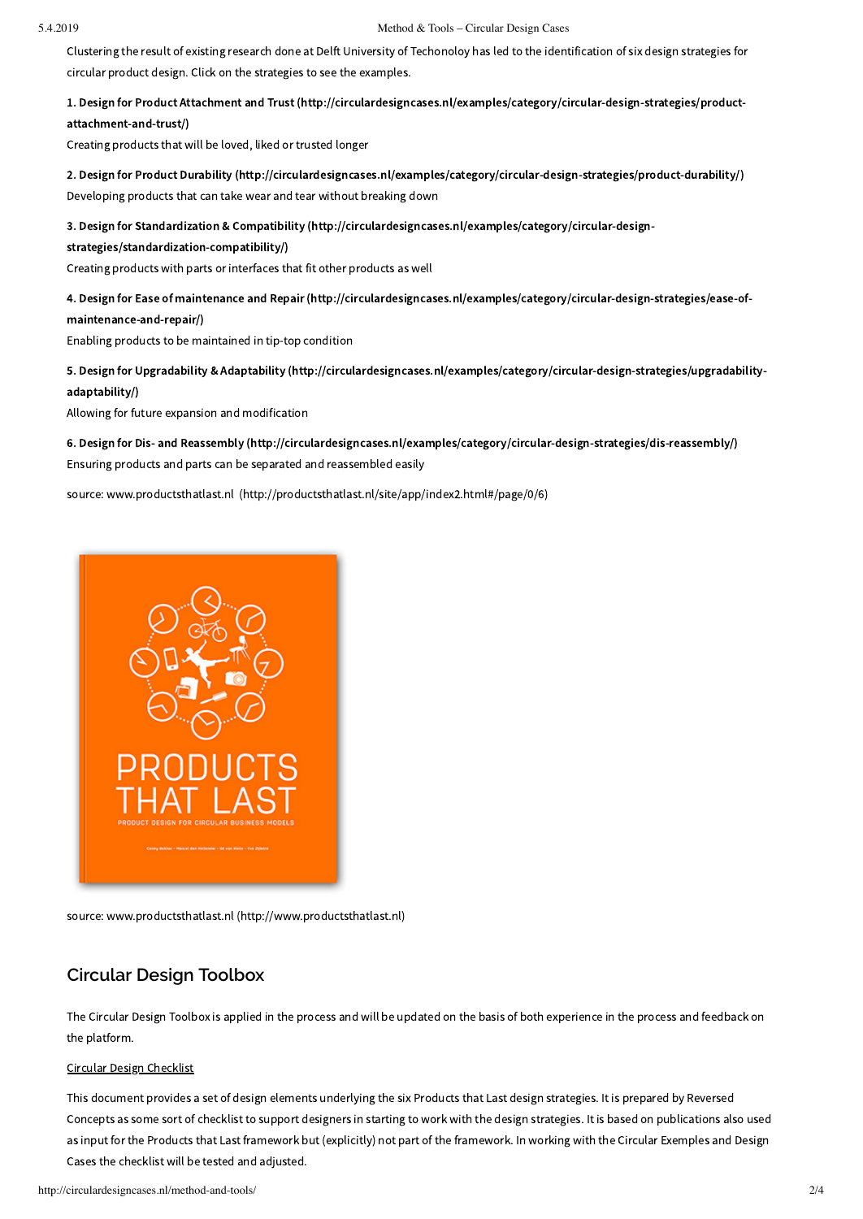Clustering the result of existing research done at Delft University of Techonoloy has led to the identification of six design strategies for circular product design. Click on the strategies to see the examples.

**1. Design for Product Attachment and Trust (http://circulardesigncases.nl/examples/category/circular-design-strategies/product-attachment-and-trust/)**
Creating products that will be loved, liked or trusted longer

**2. Design for Product Durability (http://circulardesigncases.nl/examples/category/circular-design-strategies/product-durability/)**
Developing products that can take wear and tear without breaking down

**3. Design for Standardization & Compatibility (http://circulardesigncases.nl/examples/category/circular-design-strategies/standardization-compatibility/)**
Creating products with parts or interfaces that fit other products as well

**4. Design for Ease of maintenance and Repair (http://circulardesigncases.nl/examples/category/circular-design-strategies/ease-of-maintenance-and-repair/)**
Enabling products to be maintained in tip-top condition

**5. Design for Upgradability & Adaptability (http://circulardesigncases.nl/examples/category/circular-design-strategies/upgradability-adaptability/)**
Allowing for future expansion and modification

**6. Design for Dis- and Reassembly (http://circulardesigncases.nl/examples/category/circular-design-strategies/dis-reassembly/)**
Ensuring products and parts can be separated and reassembled easily

source: www.productsthatlast.nl (http://productsthatlast.nl/site/app/index2.html#/page/0/6)

source: www.productsthatlast.nl (http://www.productsthatlast.nl)

## Circular Design Toolbox

The Circular Design Toolbox is applied in the process and will be updated on the basis of both experience in the process and feedback on the platform.

Circular Design Checklist

This document provides a set of design elements underlying the six Products that Last design strategies. It is prepared by Reversed Concepts as some sort of checklist to support designers in starting to work with the design strategies. It is based on publications also used as input for the Products that Last framework but (explicitly) not part of the framework. In working with the Circular Exemples and Design Cases the checklist will be tested and adjusted.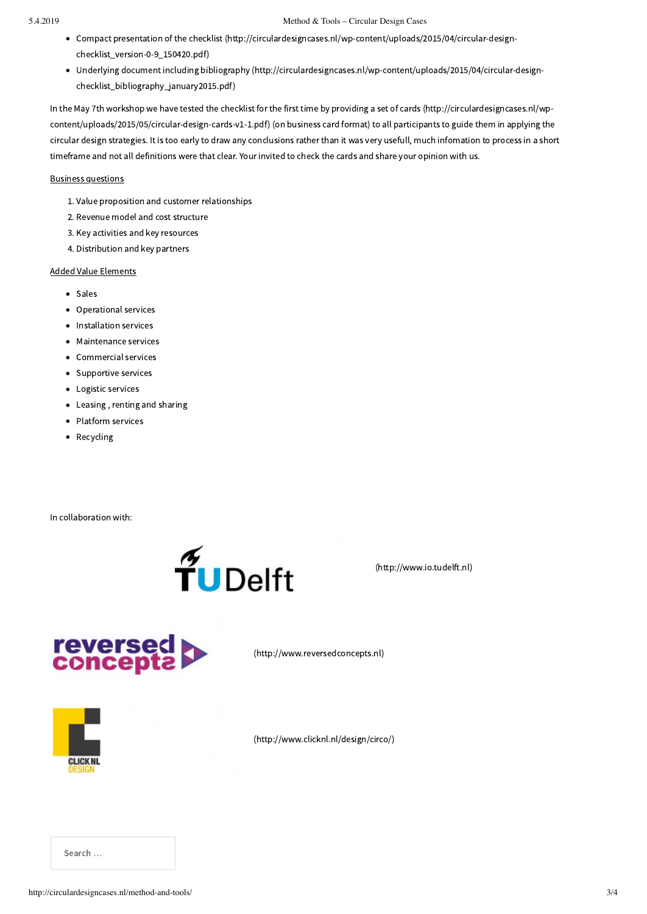- Compact presentation of the checklist (http://circulardesigncases.nl/wp-content/uploads/2015/04/circular-design-checklist_version-0-9_150420.pdf)
- Underlying document including bibliography (http://circulardesigncases.nl/wp-content/uploads/2015/04/circular-design-checklist_bibliography_january2015.pdf)

In the May 7th workshop we have tested the checklist for the first time by providing a set of cards (http://circulardesigncases.nl/wp-content/uploads/2015/05/circular-design-cards-v1-1.pdf) (on business card format) to all participants to guide them in applying the circular design strategies. It is too early to draw any conclusions rather than it was very usefull, much infomation to process in a short timeframe and not all definitions were that clear. Your invited to check the cards and share your opinion with us.

Business questions

1. Value proposition and customer relationships
2. Revenue model and cost structure
3. Key activities and key resources
4. Distribution and key partners

Added Value Elements

- Sales
- Operational services
- Installation services
- Maintenance services
- Commercial services
- Supportive services
- Logistic services
- Leasing , renting and sharing
- Platform services
- Recycling

In collaboration with:

TU Delft (http://www.io.tudelft.nl)

reversed concepts (http://www.reversedconcepts.nl)

CLICK NL DESIGN (http://www.clicknl.nl/design/circo/)

Search …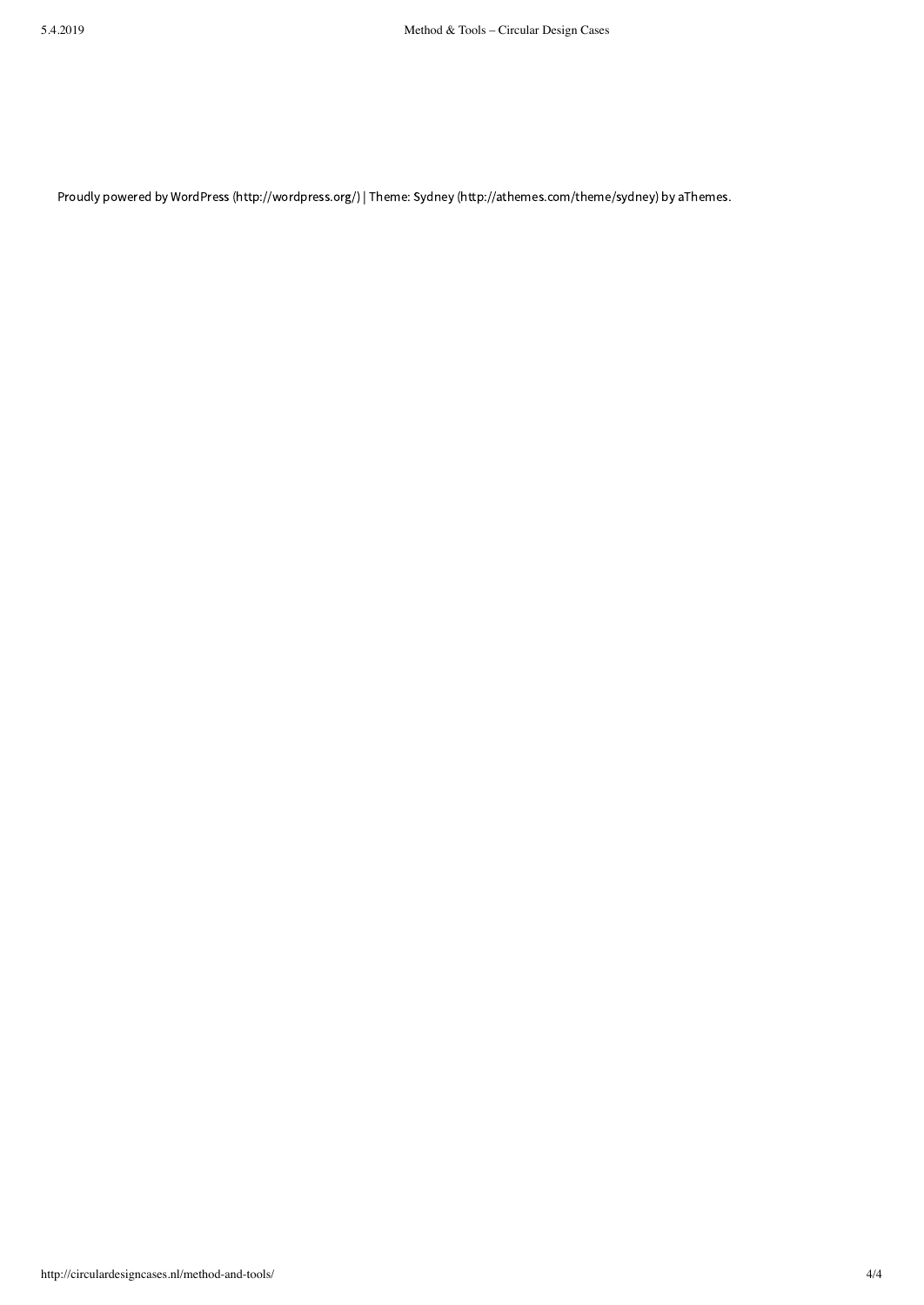Proudly powered by WordPress (http://wordpress.org/) | Theme: Sydney (http://athemes.com/theme/sydney) by aThemes.